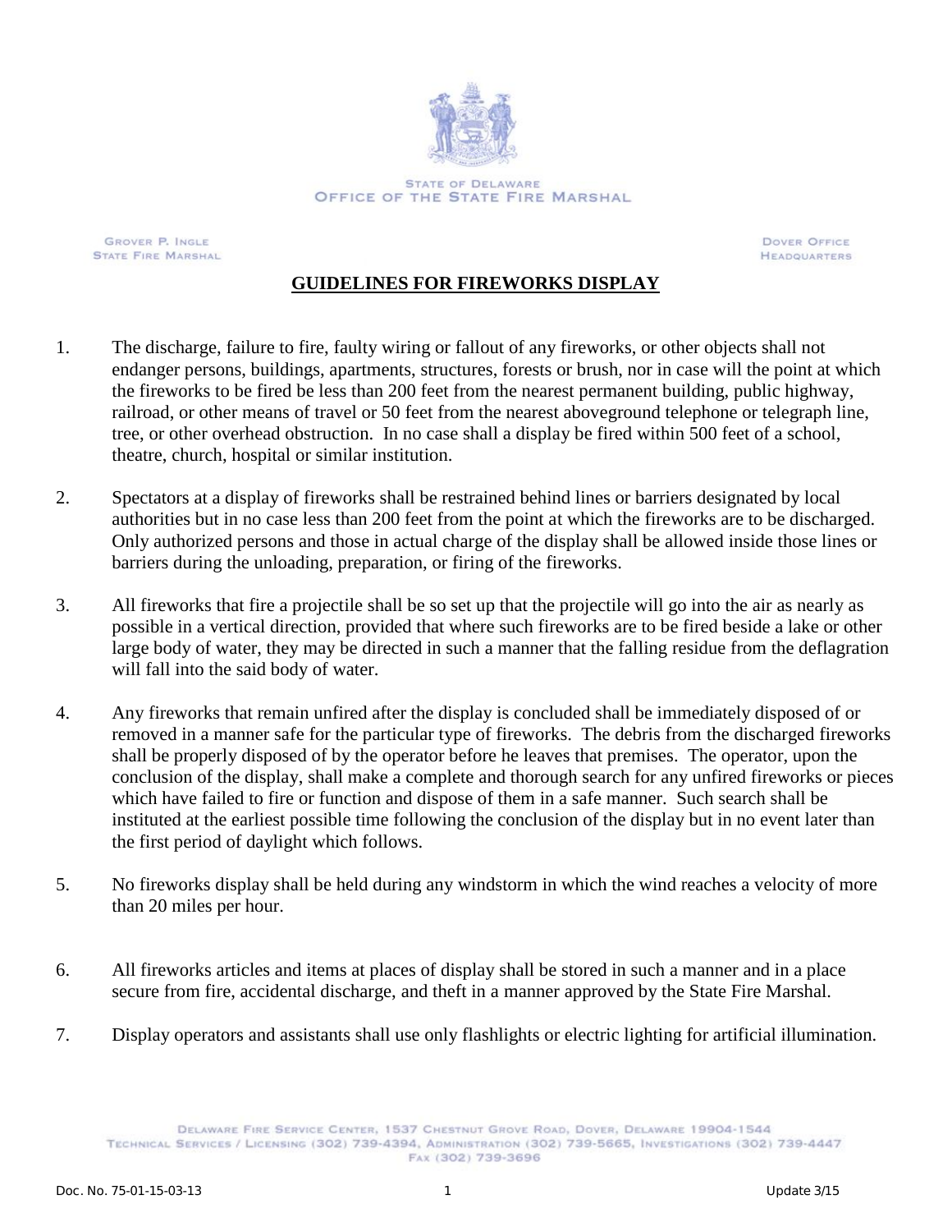STATE OF DELAWARE
OFFICE OF THE STATE FIRE MARSHAL

GROVER P. INGLE
STATE FIRE MARSHAL

DOVER OFFICE
HEADQUARTERS

## GUIDELINES FOR FIREWORKS DISPLAY

1. The discharge, failure to fire, faulty wiring or fallout of any fireworks, or other objects shall not endanger persons, buildings, apartments, structures, forests or brush, nor in case will the point at which the fireworks to be fired be less than 200 feet from the nearest permanent building, public highway, railroad, or other means of travel or 50 feet from the nearest aboveground telephone or telegraph line, tree, or other overhead obstruction. In no case shall a display be fired within 500 feet of a school, theatre, church, hospital or similar institution.

2. Spectators at a display of fireworks shall be restrained behind lines or barriers designated by local authorities but in no case less than 200 feet from the point at which the fireworks are to be discharged. Only authorized persons and those in actual charge of the display shall be allowed inside those lines or barriers during the unloading, preparation, or firing of the fireworks.

3. All fireworks that fire a projectile shall be so set up that the projectile will go into the air as nearly as possible in a vertical direction, provided that where such fireworks are to be fired beside a lake or other large body of water, they may be directed in such a manner that the falling residue from the deflagration will fall into the said body of water.

4. Any fireworks that remain unfired after the display is concluded shall be immediately disposed of or removed in a manner safe for the particular type of fireworks. The debris from the discharged fireworks shall be properly disposed of by the operator before he leaves that premises. The operator, upon the conclusion of the display, shall make a complete and thorough search for any unfired fireworks or pieces which have failed to fire or function and dispose of them in a safe manner. Such search shall be instituted at the earliest possible time following the conclusion of the display but in no event later than the first period of daylight which follows.

5. No fireworks display shall be held during any windstorm in which the wind reaches a velocity of more than 20 miles per hour.

6. All fireworks articles and items at places of display shall be stored in such a manner and in a place secure from fire, accidental discharge, and theft in a manner approved by the State Fire Marshal.

7. Display operators and assistants shall use only flashlights or electric lighting for artificial illumination.

DELAWARE FIRE SERVICE CENTER, 1537 CHESTNUT GROVE ROAD, DOVER, DELAWARE 19904-1544
TECHNICAL SERVICES / LICENSING (302) 739-4394, ADMINISTRATION (302) 739-5665, INVESTIGATIONS (302) 739-4447
FAX (302) 739-3696

Doc. No. 75-01-15-03-13 Update 3/15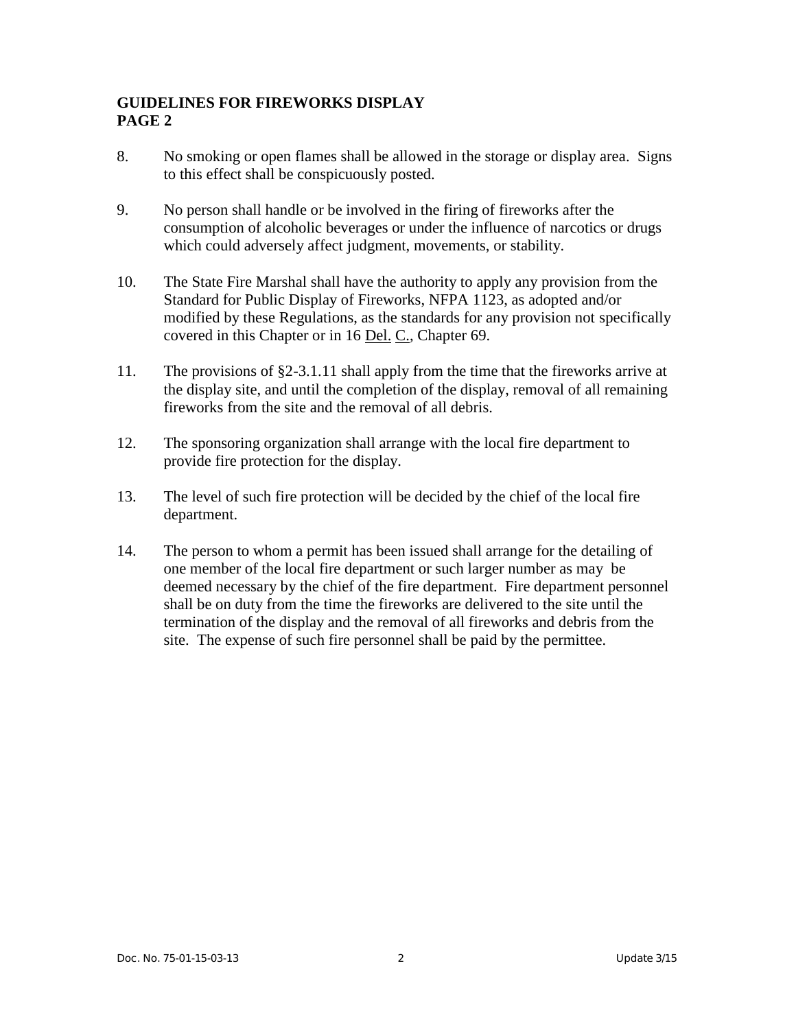**GUIDELINES FOR FIREWORKS DISPLAY**
**PAGE 2**

8. No smoking or open flames shall be allowed in the storage or display area. Signs to this effect shall be conspicuously posted.

9. No person shall handle or be involved in the firing of fireworks after the consumption of alcoholic beverages or under the influence of narcotics or drugs which could adversely affect judgment, movements, or stability.

10. The State Fire Marshal shall have the authority to apply any provision from the Standard for Public Display of Fireworks, NFPA 1123, as adopted and/or modified by these Regulations, as the standards for any provision not specifically covered in this Chapter or in 16 Del. C., Chapter 69.

11. The provisions of §2-3.1.11 shall apply from the time that the fireworks arrive at the display site, and until the completion of the display, removal of all remaining fireworks from the site and the removal of all debris.

12. The sponsoring organization shall arrange with the local fire department to provide fire protection for the display.

13. The level of such fire protection will be decided by the chief of the local fire department.

14. The person to whom a permit has been issued shall arrange for the detailing of one member of the local fire department or such larger number as may be deemed necessary by the chief of the fire department. Fire department personnel shall be on duty from the time the fireworks are delivered to the site until the termination of the display and the removal of all fireworks and debris from the site. The expense of such fire personnel shall be paid by the permittee.

Doc. No. 75-01-15-03-13 Update 3/15